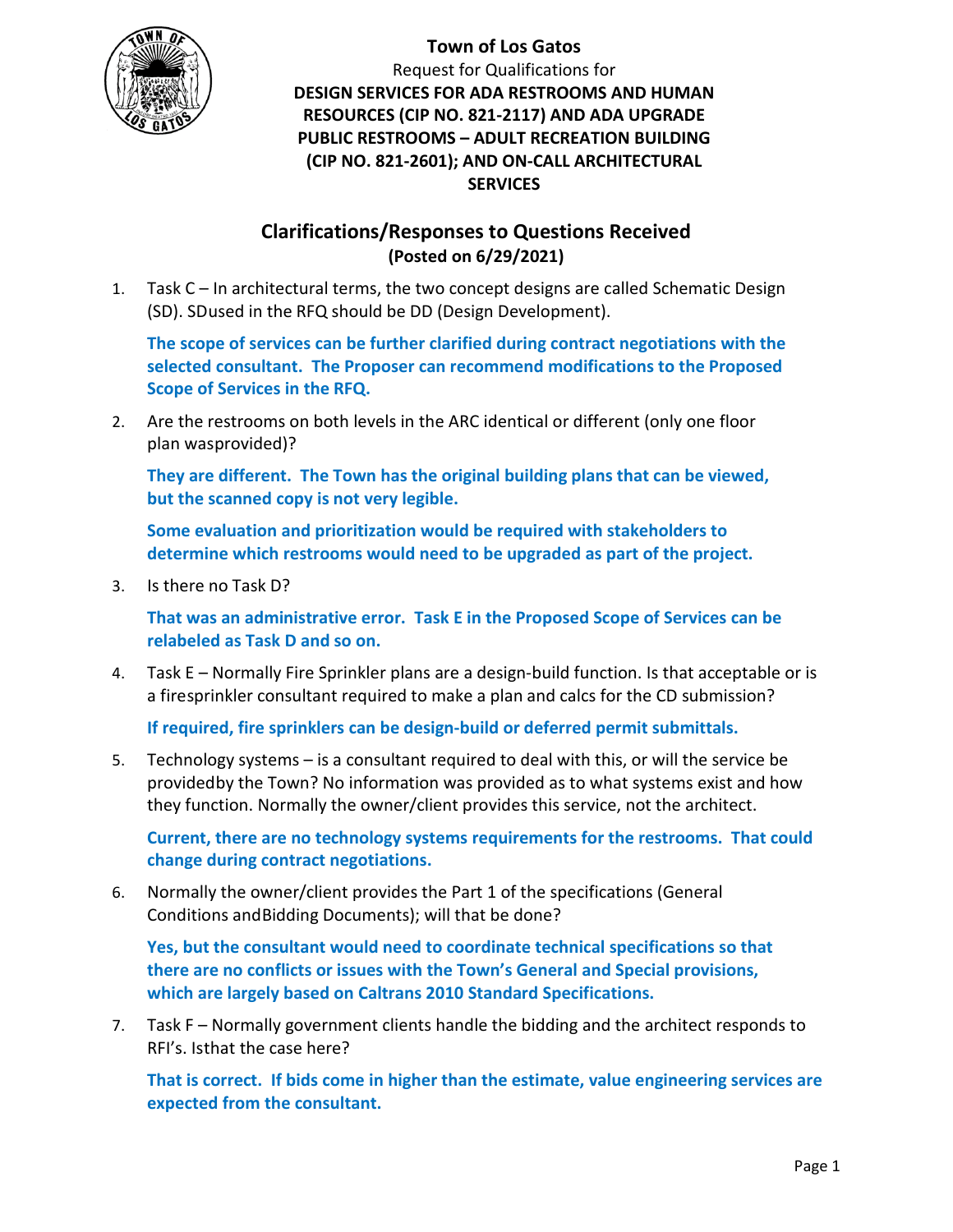# Town of Los Gatos

Request for Qualifications for

**DESIGN SERVICES FOR ADA RESTROOMS AND HUMAN RESOURCES (CIP NO. 821-2117) AND ADA UPGRADE PUBLIC RESTROOMS – ADULT RECREATION BUILDING (CIP NO. 821-2601); AND ON-CALL ARCHITECTURAL SERVICES**

## Clarifications/Responses to Questions Received
**(Posted on 6/29/2021)**

1. Task C – In architectural terms, the two concept designs are called Schematic Design (SD). SDused in the RFQ should be DD (Design Development).

   **The scope of services can be further clarified during contract negotiations with the selected consultant. The Proposer can recommend modifications to the Proposed Scope of Services in the RFQ.**

2. Are the restrooms on both levels in the ARC identical or different (only one floor plan wasprovided)?

   **They are different. The Town has the original building plans that can be viewed, but the scanned copy is not very legible.**

   **Some evaluation and prioritization would be required with stakeholders to determine which restrooms would need to be upgraded as part of the project.**

3. Is there no Task D?

   **That was an administrative error. Task E in the Proposed Scope of Services can be relabeled as Task D and so on.**

4. Task E – Normally Fire Sprinkler plans are a design-build function. Is that acceptable or is a firesprinkler consultant required to make a plan and calcs for the CD submission?

   **If required, fire sprinklers can be design-build or deferred permit submittals.**

5. Technology systems – is a consultant required to deal with this, or will the service be providedby the Town? No information was provided as to what systems exist and how they function. Normally the owner/client provides this service, not the architect.

   **Current, there are no technology systems requirements for the restrooms. That could change during contract negotiations.**

6. Normally the owner/client provides the Part 1 of the specifications (General Conditions andBidding Documents); will that be done?

   **Yes, but the consultant would need to coordinate technical specifications so that there are no conflicts or issues with the Town's General and Special provisions, which are largely based on Caltrans 2010 Standard Specifications.**

7. Task F – Normally government clients handle the bidding and the architect responds to RFI's. Isthat the case here?

   **That is correct. If bids come in higher than the estimate, value engineering services are expected from the consultant.**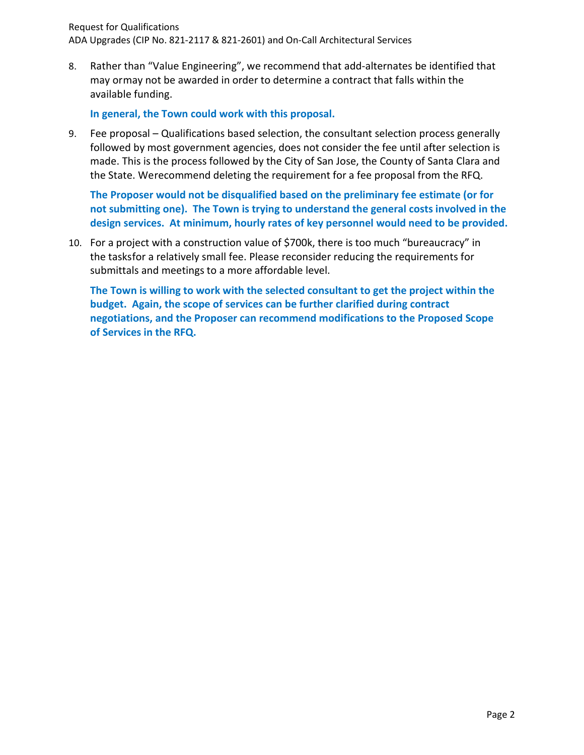8. Rather than "Value Engineering", we recommend that add-alternates be identified that may ormay not be awarded in order to determine a contract that falls within the available funding.

   **In general, the Town could work with this proposal.**

9. Fee proposal – Qualifications based selection, the consultant selection process generally followed by most government agencies, does not consider the fee until after selection is made. This is the process followed by the City of San Jose, the County of Santa Clara and the State. Werecommend deleting the requirement for a fee proposal from the RFQ.

   **The Proposer would not be disqualified based on the preliminary fee estimate (or for not submitting one). The Town is trying to understand the general costs involved in the design services. At minimum, hourly rates of key personnel would need to be provided.**

10. For a project with a construction value of $700k, there is too much "bureaucracy" in the tasksfor a relatively small fee. Please reconsider reducing the requirements for submittals and meetings to a more affordable level.

    **The Town is willing to work with the selected consultant to get the project within the budget. Again, the scope of services can be further clarified during contract negotiations, and the Proposer can recommend modifications to the Proposed Scope of Services in the RFQ.**